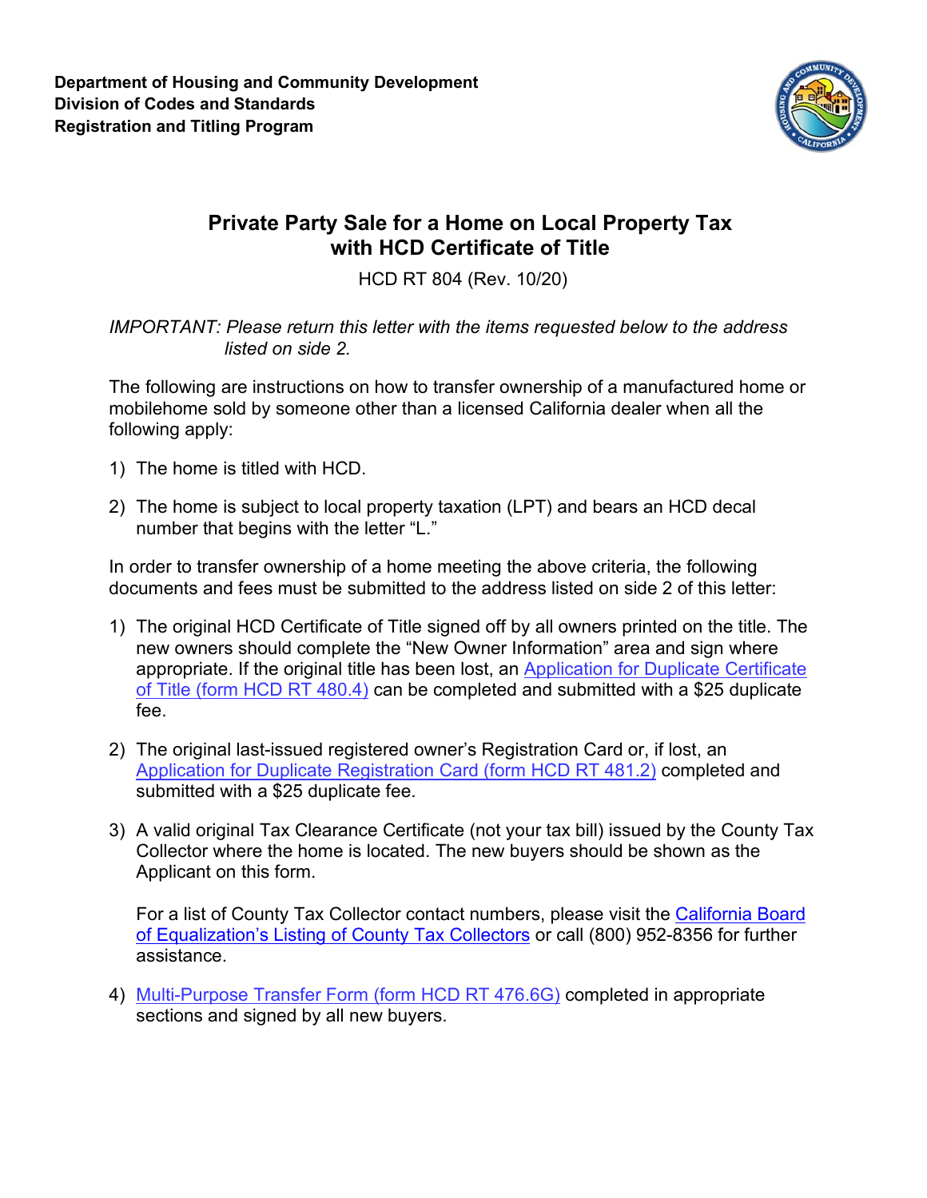**Department of Housing and Community Development**
**Division of Codes and Standards**
**Registration and Titling Program**

# Private Party Sale for a Home on Local Property Tax with HCD Certificate of Title

HCD RT 804 (Rev. 10/20)

*IMPORTANT: Please return this letter with the items requested below to the address listed on side 2.*

The following are instructions on how to transfer ownership of a manufactured home or mobilehome sold by someone other than a licensed California dealer when all the following apply:

1) The home is titled with HCD.

2) The home is subject to local property taxation (LPT) and bears an HCD decal number that begins with the letter "L."

In order to transfer ownership of a home meeting the above criteria, the following documents and fees must be submitted to the address listed on side 2 of this letter:

1) The original HCD Certificate of Title signed off by all owners printed on the title. The new owners should complete the "New Owner Information" area and sign where appropriate. If the original title has been lost, an Application for Duplicate Certificate of Title (form HCD RT 480.4) can be completed and submitted with a $25 duplicate fee.

2) The original last-issued registered owner's Registration Card or, if lost, an Application for Duplicate Registration Card (form HCD RT 481.2) completed and submitted with a $25 duplicate fee.

3) A valid original Tax Clearance Certificate (not your tax bill) issued by the County Tax Collector where the home is located. The new buyers should be shown as the Applicant on this form.

   For a list of County Tax Collector contact numbers, please visit the California Board of Equalization's Listing of County Tax Collectors or call (800) 952-8356 for further assistance.

4) Multi-Purpose Transfer Form (form HCD RT 476.6G) completed in appropriate sections and signed by all new buyers.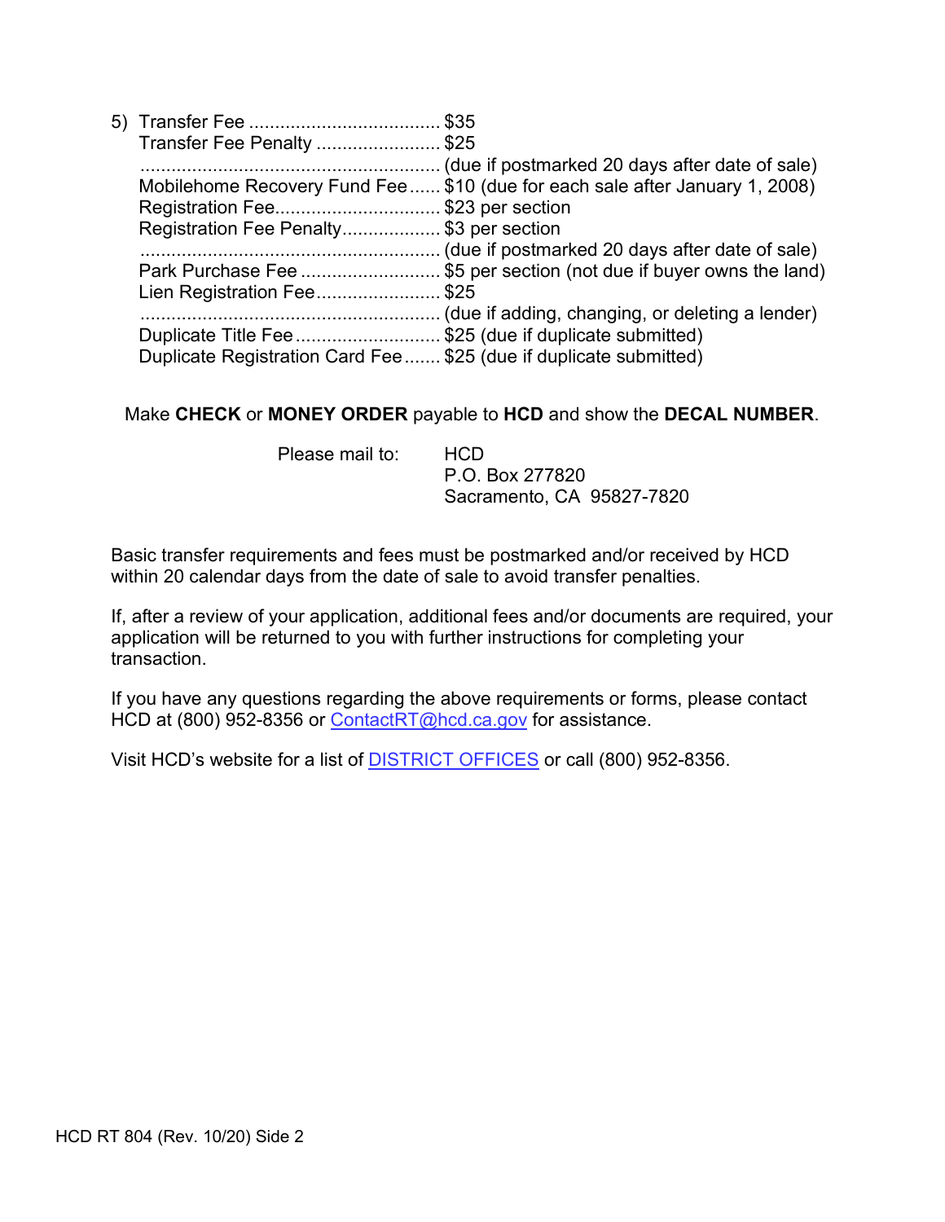5) Transfer Fee ..................................... $35
   Transfer Fee Penalty ........................ $25
   .......................................................... (due if postmarked 20 days after date of sale)
   Mobilehome Recovery Fund Fee ...... $10 (due for each sale after January 1, 2008)
   Registration Fee................................ $23 per section
   Registration Fee Penalty................... $3 per section
   .......................................................... (due if postmarked 20 days after date of sale)
   Park Purchase Fee ........................... $5 per section (not due if buyer owns the land)
   Lien Registration Fee........................ $25
   .......................................................... (due if adding, changing, or deleting a lender)
   Duplicate Title Fee ............................ $25 (due if duplicate submitted)
   Duplicate Registration Card Fee ....... $25 (due if duplicate submitted)

Make **CHECK** or **MONEY ORDER** payable to **HCD** and show the **DECAL NUMBER**.

Please mail to: HCD
P.O. Box 277820
Sacramento, CA 95827-7820

Basic transfer requirements and fees must be postmarked and/or received by HCD within 20 calendar days from the date of sale to avoid transfer penalties.

If, after a review of your application, additional fees and/or documents are required, your application will be returned to you with further instructions for completing your transaction.

If you have any questions regarding the above requirements or forms, please contact HCD at (800) 952-8356 or ContactRT@hcd.ca.gov for assistance.

Visit HCD's website for a list of DISTRICT OFFICES or call (800) 952-8356.

HCD RT 804 (Rev. 10/20) Side 2